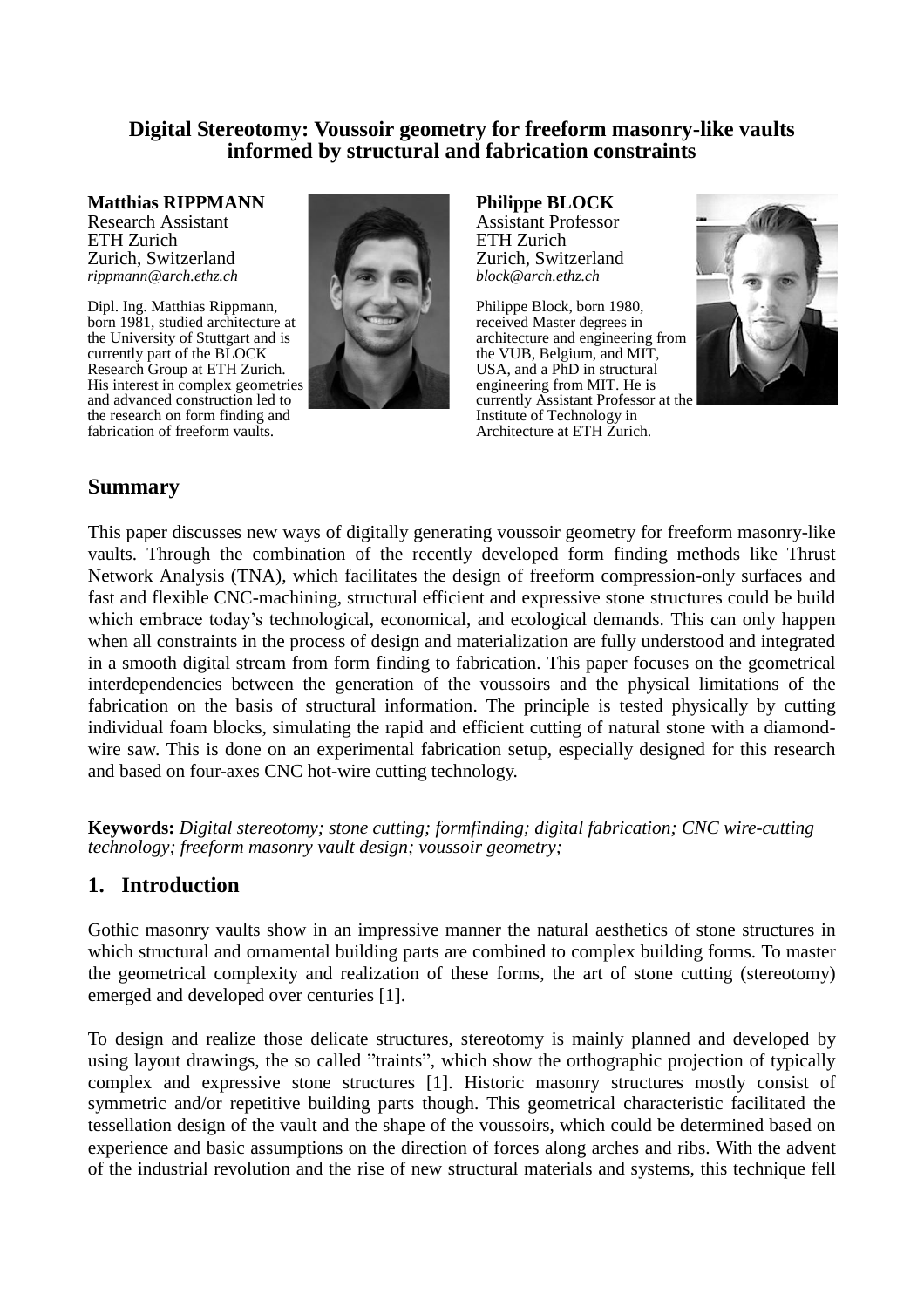# Digital Stereotomy: Voussoir geometry for freeform masonry-like vaults informed by structural and fabrication constraints

**Matthias RIPPMANN**
Research Assistant
ETH Zurich
Zurich, Switzerland
*rippmann@arch.ethz.ch*

Dipl. Ing. Matthias Rippmann, born 1981, studied architecture at the University of Stuttgart and is currently part of the BLOCK Research Group at ETH Zurich. His interest in complex geometries and advanced construction led to the research on form finding and fabrication of freeform vaults.

**Philippe BLOCK**
Assistant Professor
ETH Zurich
Zurich, Switzerland
*block@arch.ethz.ch*

Philippe Block, born 1980, received Master degrees in architecture and engineering from the VUB, Belgium, and MIT, USA, and a PhD in structural engineering from MIT. He is currently Assistant Professor at the Institute of Technology in Architecture at ETH Zurich.

## Summary

This paper discusses new ways of digitally generating voussoir geometry for freeform masonry-like vaults. Through the combination of the recently developed form finding methods like Thrust Network Analysis (TNA), which facilitates the design of freeform compression-only surfaces and fast and flexible CNC-machining, structural efficient and expressive stone structures could be build which embrace today's technological, economical, and ecological demands. This can only happen when all constraints in the process of design and materialization are fully understood and integrated in a smooth digital stream from form finding to fabrication. This paper focuses on the geometrical interdependencies between the generation of the voussoirs and the physical limitations of the fabrication on the basis of structural information. The principle is tested physically by cutting individual foam blocks, simulating the rapid and efficient cutting of natural stone with a diamond-wire saw. This is done on an experimental fabrication setup, especially designed for this research and based on four-axes CNC hot-wire cutting technology.

**Keywords:** *Digital stereotomy; stone cutting; formfinding; digital fabrication; CNC wire-cutting technology; freeform masonry vault design; voussoir geometry;*

## 1. Introduction

Gothic masonry vaults show in an impressive manner the natural aesthetics of stone structures in which structural and ornamental building parts are combined to complex building forms. To master the geometrical complexity and realization of these forms, the art of stone cutting (stereotomy) emerged and developed over centuries [1].

To design and realize those delicate structures, stereotomy is mainly planned and developed by using layout drawings, the so called "traints", which show the orthographic projection of typically complex and expressive stone structures [1]. Historic masonry structures mostly consist of symmetric and/or repetitive building parts though. This geometrical characteristic facilitated the tessellation design of the vault and the shape of the voussoirs, which could be determined based on experience and basic assumptions on the direction of forces along arches and ribs. With the advent of the industrial revolution and the rise of new structural materials and systems, this technique fell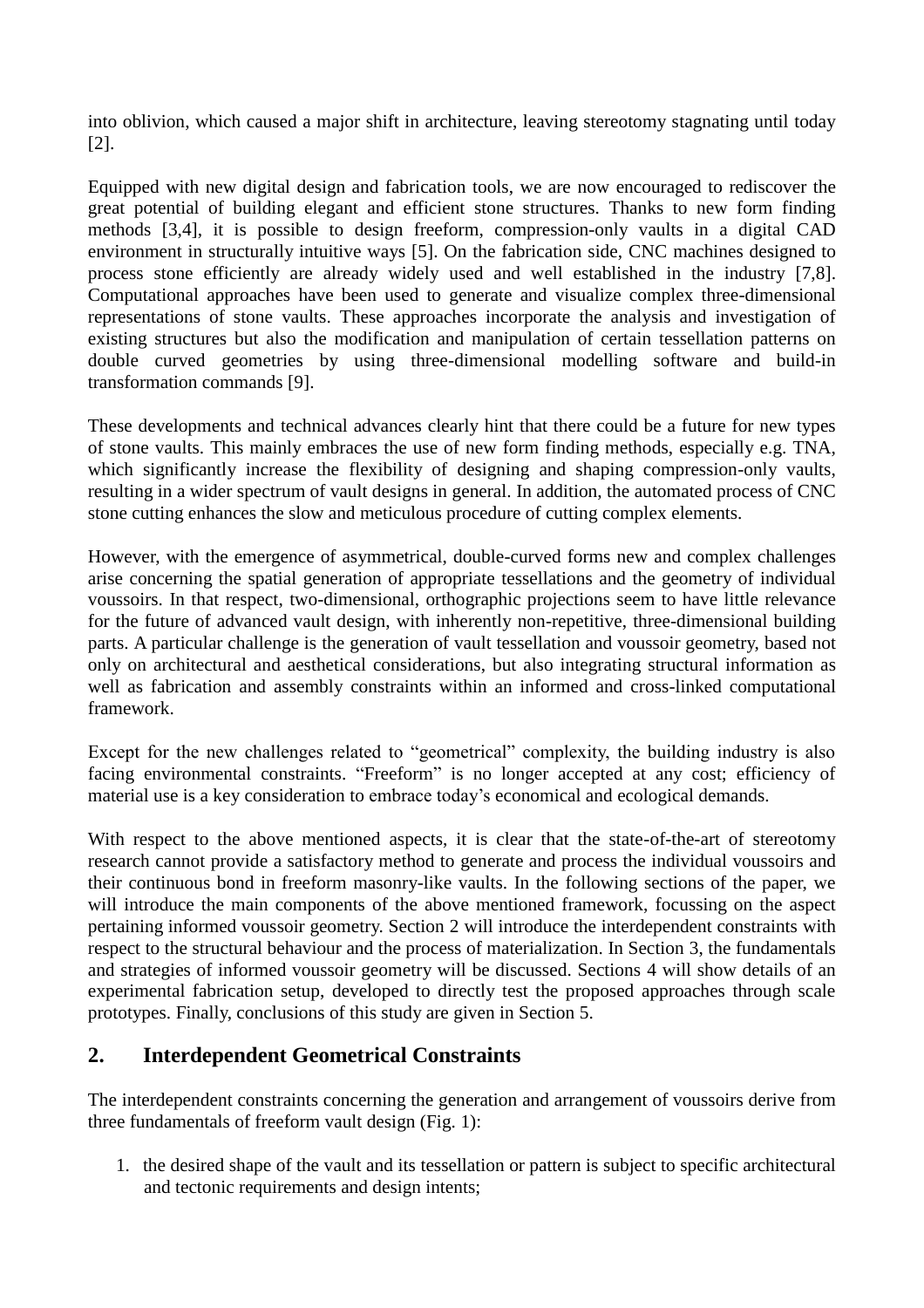into oblivion, which caused a major shift in architecture, leaving stereotomy stagnating until today [2].

Equipped with new digital design and fabrication tools, we are now encouraged to rediscover the great potential of building elegant and efficient stone structures. Thanks to new form finding methods [3,4], it is possible to design freeform, compression-only vaults in a digital CAD environment in structurally intuitive ways [5]. On the fabrication side, CNC machines designed to process stone efficiently are already widely used and well established in the industry [7,8]. Computational approaches have been used to generate and visualize complex three-dimensional representations of stone vaults. These approaches incorporate the analysis and investigation of existing structures but also the modification and manipulation of certain tessellation patterns on double curved geometries by using three-dimensional modelling software and build-in transformation commands [9].

These developments and technical advances clearly hint that there could be a future for new types of stone vaults. This mainly embraces the use of new form finding methods, especially e.g. TNA, which significantly increase the flexibility of designing and shaping compression-only vaults, resulting in a wider spectrum of vault designs in general. In addition, the automated process of CNC stone cutting enhances the slow and meticulous procedure of cutting complex elements.

However, with the emergence of asymmetrical, double-curved forms new and complex challenges arise concerning the spatial generation of appropriate tessellations and the geometry of individual voussoirs. In that respect, two-dimensional, orthographic projections seem to have little relevance for the future of advanced vault design, with inherently non-repetitive, three-dimensional building parts. A particular challenge is the generation of vault tessellation and voussoir geometry, based not only on architectural and aesthetical considerations, but also integrating structural information as well as fabrication and assembly constraints within an informed and cross-linked computational framework.

Except for the new challenges related to "geometrical" complexity, the building industry is also facing environmental constraints. "Freeform" is no longer accepted at any cost; efficiency of material use is a key consideration to embrace today's economical and ecological demands.

With respect to the above mentioned aspects, it is clear that the state-of-the-art of stereotomy research cannot provide a satisfactory method to generate and process the individual voussoirs and their continuous bond in freeform masonry-like vaults. In the following sections of the paper, we will introduce the main components of the above mentioned framework, focussing on the aspect pertaining informed voussoir geometry. Section 2 will introduce the interdependent constraints with respect to the structural behaviour and the process of materialization. In Section 3, the fundamentals and strategies of informed voussoir geometry will be discussed. Sections 4 will show details of an experimental fabrication setup, developed to directly test the proposed approaches through scale prototypes. Finally, conclusions of this study are given in Section 5.

## 2. Interdependent Geometrical Constraints

The interdependent constraints concerning the generation and arrangement of voussoirs derive from three fundamentals of freeform vault design (Fig. 1):

1. the desired shape of the vault and its tessellation or pattern is subject to specific architectural and tectonic requirements and design intents;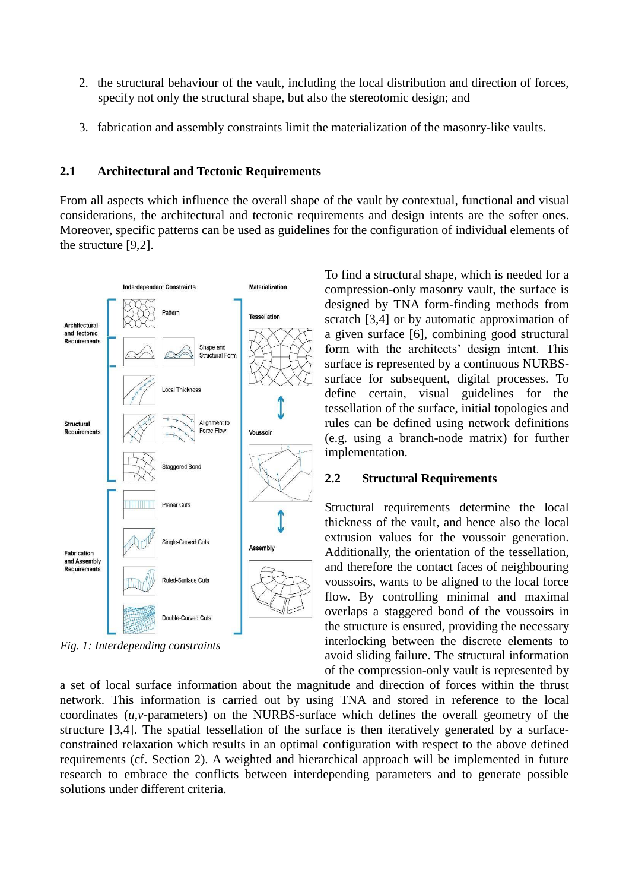2. the structural behaviour of the vault, including the local distribution and direction of forces, specify not only the structural shape, but also the stereotomic design; and

3. fabrication and assembly constraints limit the materialization of the masonry-like vaults.

### 2.1 Architectural and Tectonic Requirements

From all aspects which influence the overall shape of the vault by contextual, functional and visual considerations, the architectural and tectonic requirements and design intents are the softer ones. Moreover, specific patterns can be used as guidelines for the configuration of individual elements of the structure [9,2].

*Fig. 1: Interdepending constraints*

To find a structural shape, which is needed for a compression-only masonry vault, the surface is designed by TNA form-finding methods from scratch [3,4] or by automatic approximation of a given surface [6], combining good structural form with the architects' design intent. This surface is represented by a continuous NURBS-surface for subsequent, digital processes. To define certain, visual guidelines for the tessellation of the surface, initial topologies and rules can be defined using network definitions (e.g. using a branch-node matrix) for further implementation.

### 2.2 Structural Requirements

Structural requirements determine the local thickness of the vault, and hence also the local extrusion values for the voussoir generation. Additionally, the orientation of the tessellation, and therefore the contact faces of neighbouring voussoirs, wants to be aligned to the local force flow. By controlling minimal and maximal overlaps a staggered bond of the voussoirs in the structure is ensured, providing the necessary interlocking between the discrete elements to avoid sliding failure. The structural information of the compression-only vault is represented by a set of local surface information about the magnitude and direction of forces within the thrust network. This information is carried out by using TNA and stored in reference to the local coordinates ($u$,$v$-parameters) on the NURBS-surface which defines the overall geometry of the structure [3,4]. The spatial tessellation of the surface is then iteratively generated by a surface-constrained relaxation which results in an optimal configuration with respect to the above defined requirements (cf. Section 2). A weighted and hierarchical approach will be implemented in future research to embrace the conflicts between interdepending parameters and to generate possible solutions under different criteria.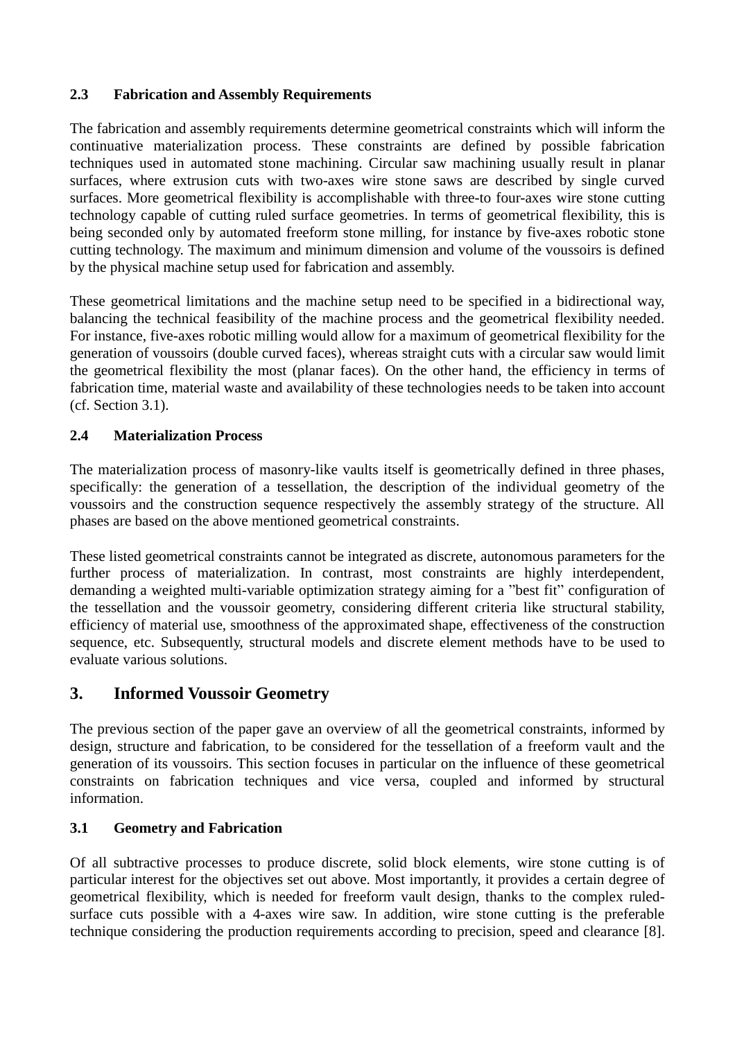### 2.3 Fabrication and Assembly Requirements

The fabrication and assembly requirements determine geometrical constraints which will inform the continuative materialization process. These constraints are defined by possible fabrication techniques used in automated stone machining. Circular saw machining usually result in planar surfaces, where extrusion cuts with two-axes wire stone saws are described by single curved surfaces. More geometrical flexibility is accomplishable with three-to four-axes wire stone cutting technology capable of cutting ruled surface geometries. In terms of geometrical flexibility, this is being seconded only by automated freeform stone milling, for instance by five-axes robotic stone cutting technology. The maximum and minimum dimension and volume of the voussoirs is defined by the physical machine setup used for fabrication and assembly.

These geometrical limitations and the machine setup need to be specified in a bidirectional way, balancing the technical feasibility of the machine process and the geometrical flexibility needed. For instance, five-axes robotic milling would allow for a maximum of geometrical flexibility for the generation of voussoirs (double curved faces), whereas straight cuts with a circular saw would limit the geometrical flexibility the most (planar faces). On the other hand, the efficiency in terms of fabrication time, material waste and availability of these technologies needs to be taken into account (cf. Section 3.1).

### 2.4 Materialization Process

The materialization process of masonry-like vaults itself is geometrically defined in three phases, specifically: the generation of a tessellation, the description of the individual geometry of the voussoirs and the construction sequence respectively the assembly strategy of the structure. All phases are based on the above mentioned geometrical constraints.

These listed geometrical constraints cannot be integrated as discrete, autonomous parameters for the further process of materialization. In contrast, most constraints are highly interdependent, demanding a weighted multi-variable optimization strategy aiming for a ”best fit” configuration of the tessellation and the voussoir geometry, considering different criteria like structural stability, efficiency of material use, smoothness of the approximated shape, effectiveness of the construction sequence, etc. Subsequently, structural models and discrete element methods have to be used to evaluate various solutions.

## 3. Informed Voussoir Geometry

The previous section of the paper gave an overview of all the geometrical constraints, informed by design, structure and fabrication, to be considered for the tessellation of a freeform vault and the generation of its voussoirs. This section focuses in particular on the influence of these geometrical constraints on fabrication techniques and vice versa, coupled and informed by structural information.

### 3.1 Geometry and Fabrication

Of all subtractive processes to produce discrete, solid block elements, wire stone cutting is of particular interest for the objectives set out above. Most importantly, it provides a certain degree of geometrical flexibility, which is needed for freeform vault design, thanks to the complex ruled-surface cuts possible with a 4-axes wire saw. In addition, wire stone cutting is the preferable technique considering the production requirements according to precision, speed and clearance [8].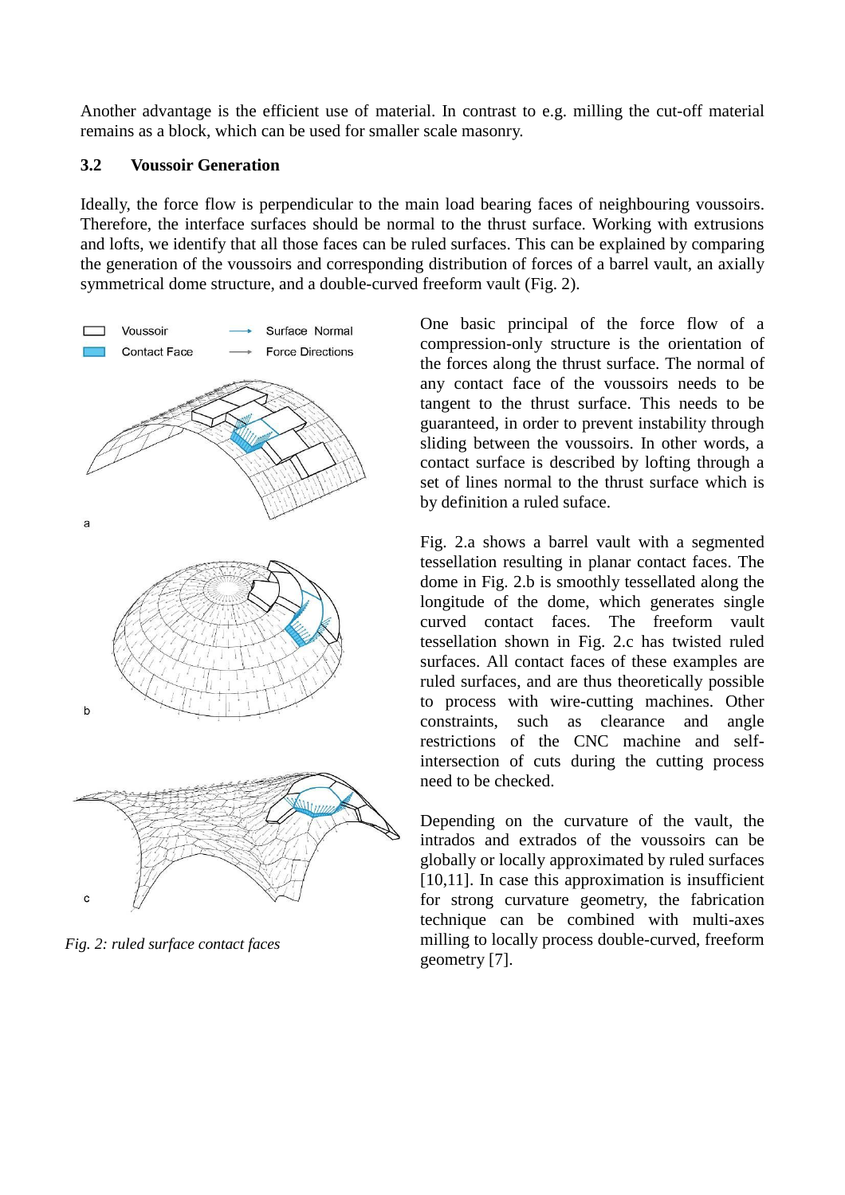Another advantage is the efficient use of material. In contrast to e.g. milling the cut-off material remains as a block, which can be used for smaller scale masonry.

### 3.2 Voussoir Generation

Ideally, the force flow is perpendicular to the main load bearing faces of neighbouring voussoirs. Therefore, the interface surfaces should be normal to the thrust surface. Working with extrusions and lofts, we identify that all those faces can be ruled surfaces. This can be explained by comparing the generation of the voussoirs and corresponding distribution of forces of a barrel vault, an axially symmetrical dome structure, and a double-curved freeform vault (Fig. 2).

*Fig. 2: ruled surface contact faces*

One basic principal of the force flow of a compression-only structure is the orientation of the forces along the thrust surface. The normal of any contact face of the voussoirs needs to be tangent to the thrust surface. This needs to be guaranteed, in order to prevent instability through sliding between the voussoirs. In other words, a contact surface is described by lofting through a set of lines normal to the thrust surface which is by definition a ruled suface.

Fig. 2.a shows a barrel vault with a segmented tessellation resulting in planar contact faces. The dome in Fig. 2.b is smoothly tessellated along the longitude of the dome, which generates single curved contact faces. The freeform vault tessellation shown in Fig. 2.c has twisted ruled surfaces. All contact faces of these examples are ruled surfaces, and are thus theoretically possible to process with wire-cutting machines. Other constraints, such as clearance and angle restrictions of the CNC machine and self-intersection of cuts during the cutting process need to be checked.

Depending on the curvature of the vault, the intrados and extrados of the voussoirs can be globally or locally approximated by ruled surfaces [10,11]. In case this approximation is insufficient for strong curvature geometry, the fabrication technique can be combined with multi-axes milling to locally process double-curved, freeform geometry [7].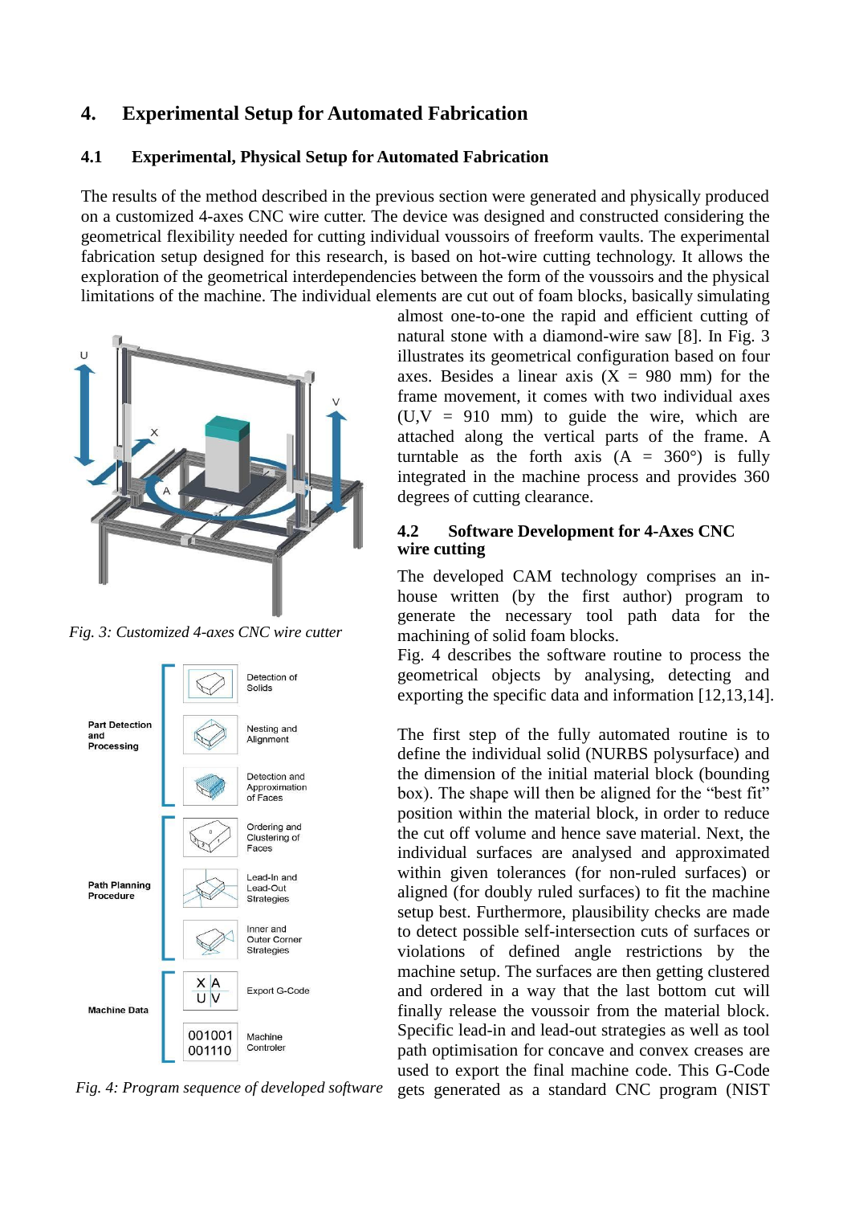# 4. Experimental Setup for Automated Fabrication

## 4.1 Experimental, Physical Setup for Automated Fabrication

The results of the method described in the previous section were generated and physically produced on a customized 4-axes CNC wire cutter. The device was designed and constructed considering the geometrical flexibility needed for cutting individual voussoirs of freeform vaults. The experimental fabrication setup designed for this research, is based on hot-wire cutting technology. It allows the exploration of the geometrical interdependencies between the form of the voussoirs and the physical limitations of the machine. The individual elements are cut out of foam blocks, basically simulating almost one-to-one the rapid and efficient cutting of natural stone with a diamond-wire saw [8]. In Fig. 3 illustrates its geometrical configuration based on four axes. Besides a linear axis (X = 980 mm) for the frame movement, it comes with two individual axes (U,V = 910 mm) to guide the wire, which are attached along the vertical parts of the frame. A turntable as the forth axis (A = 360°) is fully integrated in the machine process and provides 360 degrees of cutting clearance.

*Fig. 3: Customized 4-axes CNC wire cutter*

*Fig. 4: Program sequence of developed software*

## 4.2 Software Development for 4-Axes CNC wire cutting

The developed CAM technology comprises an in-house written (by the first author) program to generate the necessary tool path data for the machining of solid foam blocks.

Fig. 4 describes the software routine to process the geometrical objects by analysing, detecting and exporting the specific data and information [12,13,14].

The first step of the fully automated routine is to define the individual solid (NURBS polysurface) and the dimension of the initial material block (bounding box). The shape will then be aligned for the "best fit" position within the material block, in order to reduce the cut off volume and hence save material. Next, the individual surfaces are analysed and approximated within given tolerances (for non-ruled surfaces) or aligned (for doubly ruled surfaces) to fit the machine setup best. Furthermore, plausibility checks are made to detect possible self-intersection cuts of surfaces or violations of defined angle restrictions by the machine setup. The surfaces are then getting clustered and ordered in a way that the last bottom cut will finally release the voussoir from the material block. Specific lead-in and lead-out strategies as well as tool path optimisation for concave and convex creases are used to export the final machine code. This G-Code gets generated as a standard CNC program (NIST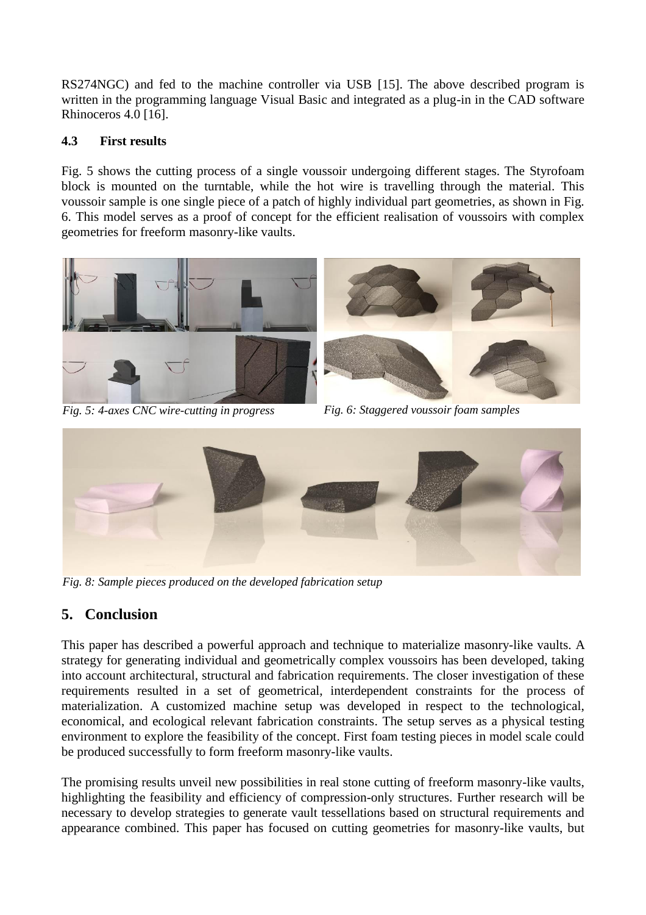RS274NGC) and fed to the machine controller via USB [15]. The above described program is written in the programming language Visual Basic and integrated as a plug-in in the CAD software Rhinoceros 4.0 [16].

### 4.3 First results

Fig. 5 shows the cutting process of a single voussoir undergoing different stages. The Styrofoam block is mounted on the turntable, while the hot wire is travelling through the material. This voussoir sample is one single piece of a patch of highly individual part geometries, as shown in Fig. 6. This model serves as a proof of concept for the efficient realisation of voussoirs with complex geometries for freeform masonry-like vaults.

*Fig. 5: 4-axes CNC wire-cutting in progress*

*Fig. 6: Staggered voussoir foam samples*

*Fig. 8: Sample pieces produced on the developed fabrication setup*

## 5. Conclusion

This paper has described a powerful approach and technique to materialize masonry-like vaults. A strategy for generating individual and geometrically complex voussoirs has been developed, taking into account architectural, structural and fabrication requirements. The closer investigation of these requirements resulted in a set of geometrical, interdependent constraints for the process of materialization. A customized machine setup was developed in respect to the technological, economical, and ecological relevant fabrication constraints. The setup serves as a physical testing environment to explore the feasibility of the concept. First foam testing pieces in model scale could be produced successfully to form freeform masonry-like vaults.

The promising results unveil new possibilities in real stone cutting of freeform masonry-like vaults, highlighting the feasibility and efficiency of compression-only structures. Further research will be necessary to develop strategies to generate vault tessellations based on structural requirements and appearance combined. This paper has focused on cutting geometries for masonry-like vaults, but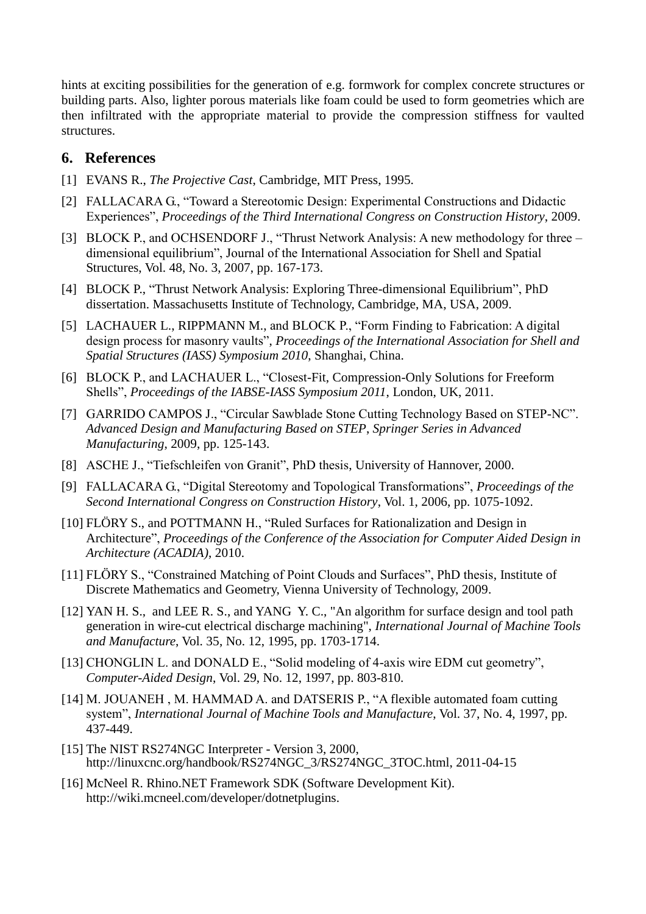hints at exciting possibilities for the generation of e.g. formwork for complex concrete structures or building parts. Also, lighter porous materials like foam could be used to form geometries which are then infiltrated with the appropriate material to provide the compression stiffness for vaulted structures.

## 6. References

[1] EVANS R., *The Projective Cast*, Cambridge, MIT Press, 1995.

[2] FALLACARA G., "Toward a Stereotomic Design: Experimental Constructions and Didactic Experiences", *Proceedings of the Third International Congress on Construction History*, 2009.

[3] BLOCK P., and OCHSENDORF J., "Thrust Network Analysis: A new methodology for three – dimensional equilibrium", Journal of the International Association for Shell and Spatial Structures, Vol. 48, No. 3, 2007, pp. 167-173.

[4] BLOCK P., "Thrust Network Analysis: Exploring Three-dimensional Equilibrium", PhD dissertation. Massachusetts Institute of Technology, Cambridge, MA, USA, 2009.

[5] LACHAUER L., RIPPMANN M., and BLOCK P., "Form Finding to Fabrication: A digital design process for masonry vaults", *Proceedings of the International Association for Shell and Spatial Structures (IASS) Symposium 2010*, Shanghai, China.

[6] BLOCK P., and LACHAUER L., "Closest-Fit, Compression-Only Solutions for Freeform Shells", *Proceedings of the IABSE-IASS Symposium 2011*, London, UK, 2011.

[7] GARRIDO CAMPOS J., "Circular Sawblade Stone Cutting Technology Based on STEP-NC". *Advanced Design and Manufacturing Based on STEP*, *Springer Series in Advanced Manufacturing*, 2009, pp. 125-143.

[8] ASCHE J., "Tiefschleifen von Granit", PhD thesis, University of Hannover, 2000.

[9] FALLACARA G., "Digital Stereotomy and Topological Transformations", *Proceedings of the Second International Congress on Construction History*, Vol. 1, 2006, pp. 1075-1092.

[10] FLÖRY S., and POTTMANN H., "Ruled Surfaces for Rationalization and Design in Architecture", *Proceedings of the Conference of the Association for Computer Aided Design in Architecture (ACADIA)*, 2010.

[11] FLÖRY S., "Constrained Matching of Point Clouds and Surfaces", PhD thesis, Institute of Discrete Mathematics and Geometry, Vienna University of Technology, 2009.

[12] YAN H. S., and LEE R. S., and YANG Y. C., "An algorithm for surface design and tool path generation in wire-cut electrical discharge machining", *International Journal of Machine Tools and Manufacture*, Vol. 35, No. 12, 1995, pp. 1703-1714.

[13] CHONGLIN L. and DONALD E., "Solid modeling of 4-axis wire EDM cut geometry", *Computer-Aided Design*, Vol. 29, No. 12, 1997, pp. 803-810.

[14] M. JOUANEH , M. HAMMAD A. and DATSERIS P., "A flexible automated foam cutting system", *International Journal of Machine Tools and Manufacture*, Vol. 37, No. 4, 1997, pp. 437-449.

[15] The NIST RS274NGC Interpreter - Version 3, 2000, http://linuxcnc.org/handbook/RS274NGC_3/RS274NGC_3TOC.html, 2011-04-15

[16] McNeel R. Rhino.NET Framework SDK (Software Development Kit). http://wiki.mcneel.com/developer/dotnetplugins.